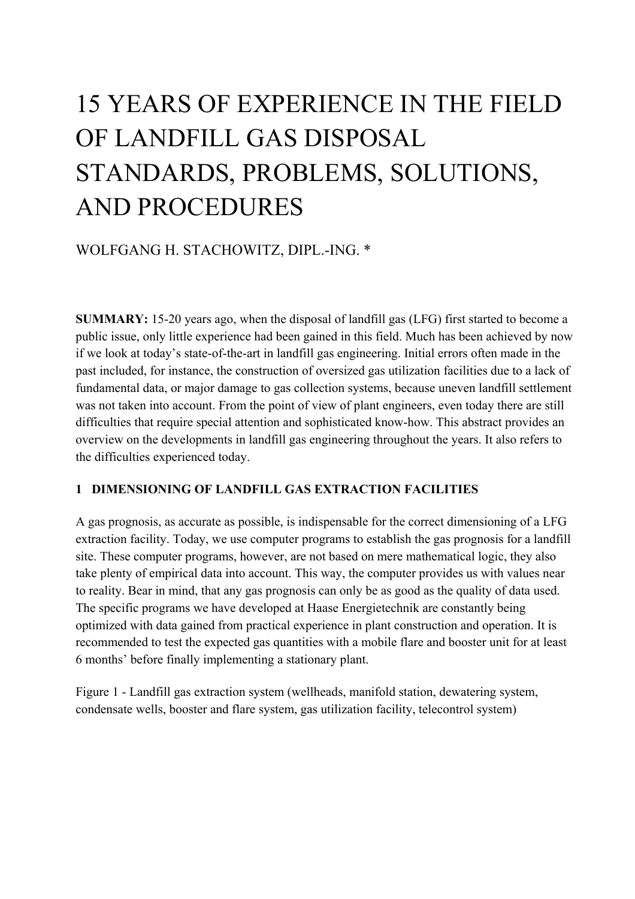# 15 YEARS OF EXPERIENCE IN THE FIELD OF LANDFILL GAS DISPOSAL STANDARDS, PROBLEMS, SOLUTIONS, AND PROCEDURES

WOLFGANG H. STACHOWITZ, DIPL.-ING. *

**SUMMARY:** 15-20 years ago, when the disposal of landfill gas (LFG) first started to become a public issue, only little experience had been gained in this field. Much has been achieved by now if we look at today's state-of-the-art in landfill gas engineering. Initial errors often made in the past included, for instance, the construction of oversized gas utilization facilities due to a lack of fundamental data, or major damage to gas collection systems, because uneven landfill settlement was not taken into account. From the point of view of plant engineers, even today there are still difficulties that require special attention and sophisticated know-how. This abstract provides an overview on the developments in landfill gas engineering throughout the years. It also refers to the difficulties experienced today.

## 1 DIMENSIONING OF LANDFILL GAS EXTRACTION FACILITIES

A gas prognosis, as accurate as possible, is indispensable for the correct dimensioning of a LFG extraction facility. Today, we use computer programs to establish the gas prognosis for a landfill site. These computer programs, however, are not based on mere mathematical logic, they also take plenty of empirical data into account. This way, the computer provides us with values near to reality. Bear in mind, that any gas prognosis can only be as good as the quality of data used. The specific programs we have developed at Haase Energietechnik are constantly being optimized with data gained from practical experience in plant construction and operation. It is recommended to test the expected gas quantities with a mobile flare and booster unit for at least 6 months' before finally implementing a stationary plant.

Figure 1 - Landfill gas extraction system (wellheads, manifold station, dewatering system, condensate wells, booster and flare system, gas utilization facility, telecontrol system)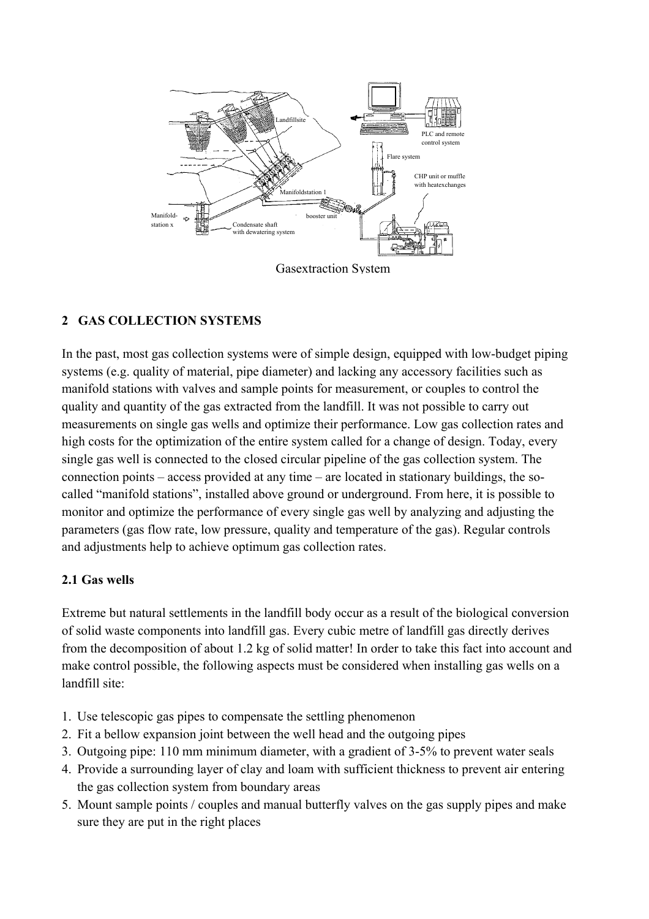Gasextraction System

## 2 GAS COLLECTION SYSTEMS

In the past, most gas collection systems were of simple design, equipped with low-budget piping systems (e.g. quality of material, pipe diameter) and lacking any accessory facilities such as manifold stations with valves and sample points for measurement, or couples to control the quality and quantity of the gas extracted from the landfill. It was not possible to carry out measurements on single gas wells and optimize their performance. Low gas collection rates and high costs for the optimization of the entire system called for a change of design. Today, every single gas well is connected to the closed circular pipeline of the gas collection system. The connection points – access provided at any time – are located in stationary buildings, the so-called "manifold stations", installed above ground or underground. From here, it is possible to monitor and optimize the performance of every single gas well by analyzing and adjusting the parameters (gas flow rate, low pressure, quality and temperature of the gas). Regular controls and adjustments help to achieve optimum gas collection rates.

### 2.1 Gas wells

Extreme but natural settlements in the landfill body occur as a result of the biological conversion of solid waste components into landfill gas. Every cubic metre of landfill gas directly derives from the decomposition of about 1.2 kg of solid matter! In order to take this fact into account and make control possible, the following aspects must be considered when installing gas wells on a landfill site:

1. Use telescopic gas pipes to compensate the settling phenomenon
2. Fit a bellow expansion joint between the well head and the outgoing pipes
3. Outgoing pipe: 110 mm minimum diameter, with a gradient of 3-5% to prevent water seals
4. Provide a surrounding layer of clay and loam with sufficient thickness to prevent air entering the gas collection system from boundary areas
5. Mount sample points / couples and manual butterfly valves on the gas supply pipes and make sure they are put in the right places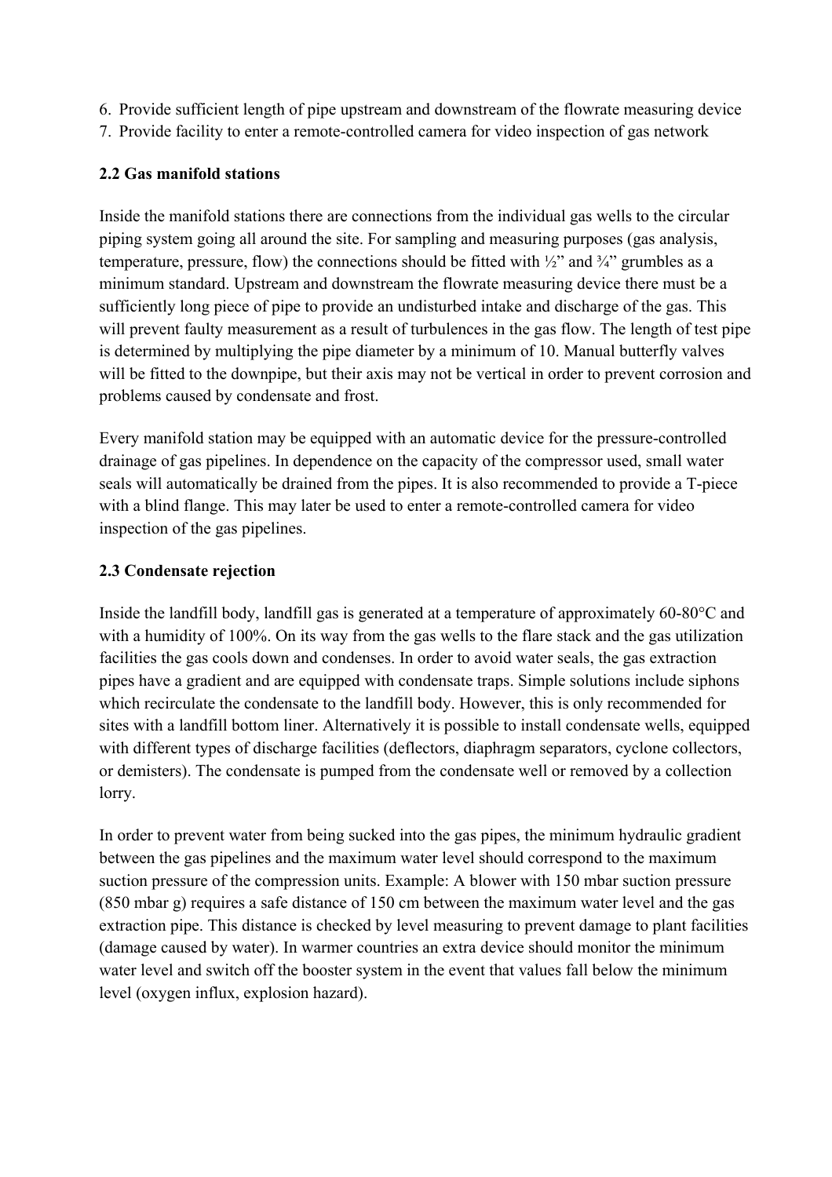6. Provide sufficient length of pipe upstream and downstream of the flowrate measuring device
7. Provide facility to enter a remote-controlled camera for video inspection of gas network

### 2.2 Gas manifold stations

Inside the manifold stations there are connections from the individual gas wells to the circular piping system going all around the site. For sampling and measuring purposes (gas analysis, temperature, pressure, flow) the connections should be fitted with ½" and ¾" grumbles as a minimum standard. Upstream and downstream the flowrate measuring device there must be a sufficiently long piece of pipe to provide an undisturbed intake and discharge of the gas. This will prevent faulty measurement as a result of turbulences in the gas flow. The length of test pipe is determined by multiplying the pipe diameter by a minimum of 10. Manual butterfly valves will be fitted to the downpipe, but their axis may not be vertical in order to prevent corrosion and problems caused by condensate and frost.

Every manifold station may be equipped with an automatic device for the pressure-controlled drainage of gas pipelines. In dependence on the capacity of the compressor used, small water seals will automatically be drained from the pipes. It is also recommended to provide a T-piece with a blind flange. This may later be used to enter a remote-controlled camera for video inspection of the gas pipelines.

### 2.3 Condensate rejection

Inside the landfill body, landfill gas is generated at a temperature of approximately 60-80°C and with a humidity of 100%. On its way from the gas wells to the flare stack and the gas utilization facilities the gas cools down and condenses. In order to avoid water seals, the gas extraction pipes have a gradient and are equipped with condensate traps. Simple solutions include siphons which recirculate the condensate to the landfill body. However, this is only recommended for sites with a landfill bottom liner. Alternatively it is possible to install condensate wells, equipped with different types of discharge facilities (deflectors, diaphragm separators, cyclone collectors, or demisters). The condensate is pumped from the condensate well or removed by a collection lorry.

In order to prevent water from being sucked into the gas pipes, the minimum hydraulic gradient between the gas pipelines and the maximum water level should correspond to the maximum suction pressure of the compression units. Example: A blower with 150 mbar suction pressure (850 mbar g) requires a safe distance of 150 cm between the maximum water level and the gas extraction pipe. This distance is checked by level measuring to prevent damage to plant facilities (damage caused by water). In warmer countries an extra device should monitor the minimum water level and switch off the booster system in the event that values fall below the minimum level (oxygen influx, explosion hazard).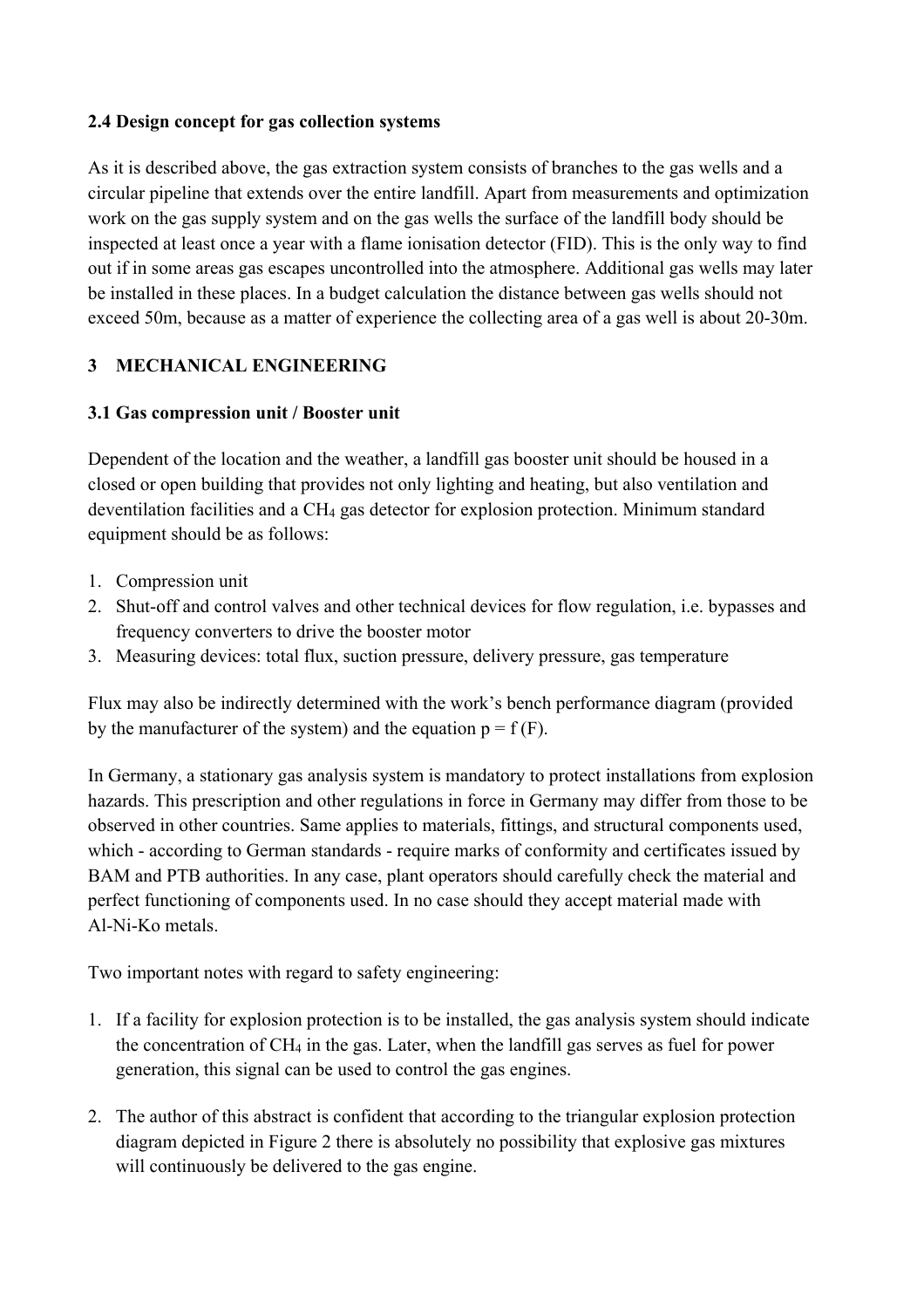## 2.4 Design concept for gas collection systems

As it is described above, the gas extraction system consists of branches to the gas wells and a circular pipeline that extends over the entire landfill. Apart from measurements and optimization work on the gas supply system and on the gas wells the surface of the landfill body should be inspected at least once a year with a flame ionisation detector (FID). This is the only way to find out if in some areas gas escapes uncontrolled into the atmosphere. Additional gas wells may later be installed in these places. In a budget calculation the distance between gas wells should not exceed 50m, because as a matter of experience the collecting area of a gas well is about 20-30m.

# 3 MECHANICAL ENGINEERING

## 3.1 Gas compression unit / Booster unit

Dependent of the location and the weather, a landfill gas booster unit should be housed in a closed or open building that provides not only lighting and heating, but also ventilation and deventilation facilities and a $CH_4$ gas detector for explosion protection. Minimum standard equipment should be as follows:

1. Compression unit
2. Shut-off and control valves and other technical devices for flow regulation, i.e. bypasses and frequency converters to drive the booster motor
3. Measuring devices: total flux, suction pressure, delivery pressure, gas temperature

Flux may also be indirectly determined with the work's bench performance diagram (provided by the manufacturer of the system) and the equation $p = f(F)$.

In Germany, a stationary gas analysis system is mandatory to protect installations from explosion hazards. This prescription and other regulations in force in Germany may differ from those to be observed in other countries. Same applies to materials, fittings, and structural components used, which - according to German standards - require marks of conformity and certificates issued by BAM and PTB authorities. In any case, plant operators should carefully check the material and perfect functioning of components used. In no case should they accept material made with Al-Ni-Ko metals.

Two important notes with regard to safety engineering:

1. If a facility for explosion protection is to be installed, the gas analysis system should indicate the concentration of $CH_4$ in the gas. Later, when the landfill gas serves as fuel for power generation, this signal can be used to control the gas engines.

2. The author of this abstract is confident that according to the triangular explosion protection diagram depicted in Figure 2 there is absolutely no possibility that explosive gas mixtures will continuously be delivered to the gas engine.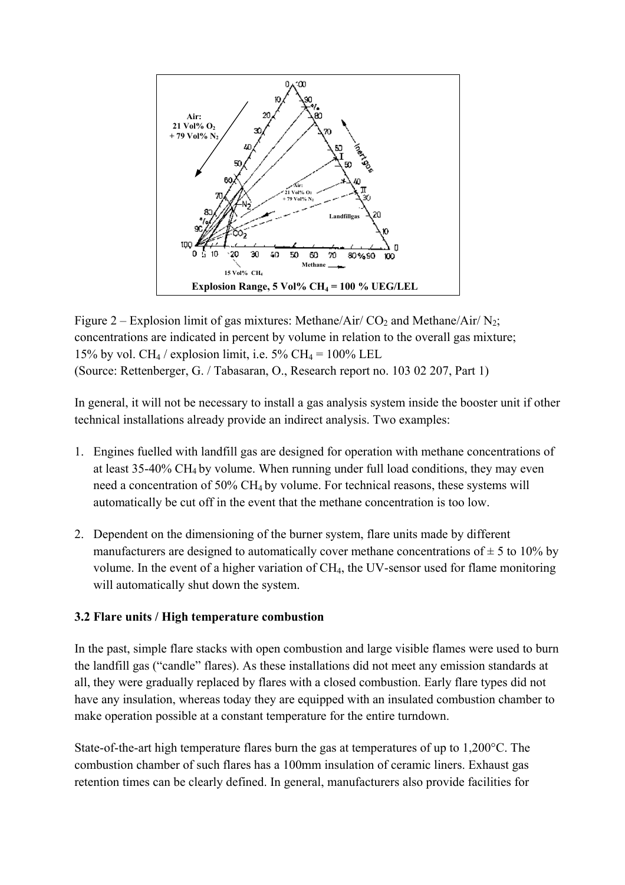Figure 2 – Explosion limit of gas mixtures: Methane/Air/ $CO_2$ and Methane/Air/ $N_2$; concentrations are indicated in percent by volume in relation to the overall gas mixture; 15% by vol. $CH_4$ / explosion limit, i.e. 5% $CH_4$ = 100% LEL
(Source: Rettenberger, G. / Tabasaran, O., Research report no. 103 02 207, Part 1)

In general, it will not be necessary to install a gas analysis system inside the booster unit if other technical installations already provide an indirect analysis. Two examples:

1. Engines fuelled with landfill gas are designed for operation with methane concentrations of at least 35-40% $CH_4$ by volume. When running under full load conditions, they may even need a concentration of 50% $CH_4$ by volume. For technical reasons, these systems will automatically be cut off in the event that the methane concentration is too low.

2. Dependent on the dimensioning of the burner system, flare units made by different manufacturers are designed to automatically cover methane concentrations of ± 5 to 10% by volume. In the event of a higher variation of $CH_4$, the UV-sensor used for flame monitoring will automatically shut down the system.

### 3.2 Flare units / High temperature combustion

In the past, simple flare stacks with open combustion and large visible flames were used to burn the landfill gas ("candle" flares). As these installations did not meet any emission standards at all, they were gradually replaced by flares with a closed combustion. Early flare types did not have any insulation, whereas today they are equipped with an insulated combustion chamber to make operation possible at a constant temperature for the entire turndown.

State-of-the-art high temperature flares burn the gas at temperatures of up to 1,200°C. The combustion chamber of such flares has a 100mm insulation of ceramic liners. Exhaust gas retention times can be clearly defined. In general, manufacturers also provide facilities for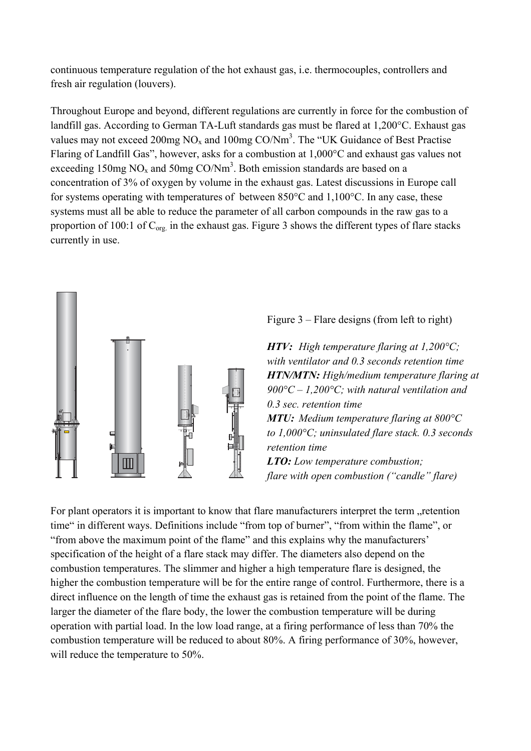continuous temperature regulation of the hot exhaust gas, i.e. thermocouples, controllers and fresh air regulation (louvers).

Throughout Europe and beyond, different regulations are currently in force for the combustion of landfill gas. According to German TA-Luft standards gas must be flared at 1,200°C. Exhaust gas values may not exceed 200mg $NO_x$ and 100mg $CO/Nm^3$. The "UK Guidance of Best Practise Flaring of Landfill Gas", however, asks for a combustion at 1,000°C and exhaust gas values not exceeding 150mg $NO_x$ and 50mg $CO/Nm^3$. Both emission standards are based on a concentration of 3% of oxygen by volume in the exhaust gas. Latest discussions in Europe call for systems operating with temperatures of between 850°C and 1,100°C. In any case, these systems must all be able to reduce the parameter of all carbon compounds in the raw gas to a proportion of 100:1 of $C_{org.}$ in the exhaust gas. Figure 3 shows the different types of flare stacks currently in use.

Figure 3 – Flare designs (from left to right)

***HTV:*** *High temperature flaring at 1,200°C; with ventilator and 0.3 seconds retention time*
***HTN/MTN:*** *High/medium temperature flaring at 900°C – 1,200°C; with natural ventilation and 0.3 sec. retention time*
***MTU:*** *Medium temperature flaring at 800°C to 1,000°C; uninsulated flare stack. 0.3 seconds retention time*
***LTO:*** *Low temperature combustion; flare with open combustion ("candle" flare)*

For plant operators it is important to know that flare manufacturers interpret the term „retention time" in different ways. Definitions include "from top of burner", "from within the flame", or "from above the maximum point of the flame" and this explains why the manufacturers' specification of the height of a flare stack may differ. The diameters also depend on the combustion temperatures. The slimmer and higher a high temperature flare is designed, the higher the combustion temperature will be for the entire range of control. Furthermore, there is a direct influence on the length of time the exhaust gas is retained from the point of the flame. The larger the diameter of the flare body, the lower the combustion temperature will be during operation with partial load. In the low load range, at a firing performance of less than 70% the combustion temperature will be reduced to about 80%. A firing performance of 30%, however, will reduce the temperature to 50%.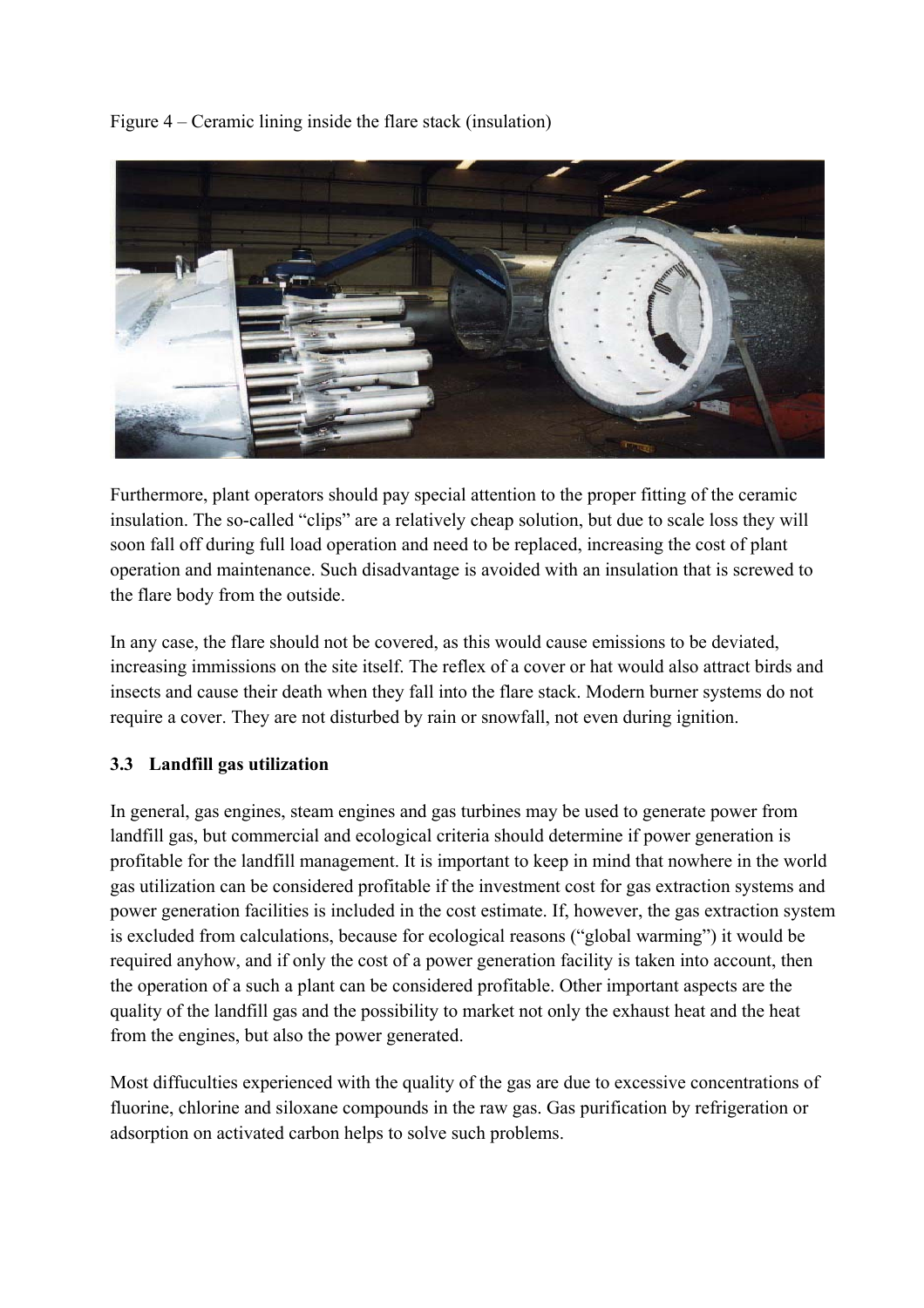Figure 4 – Ceramic lining inside the flare stack (insulation)

Furthermore, plant operators should pay special attention to the proper fitting of the ceramic insulation. The so-called "clips" are a relatively cheap solution, but due to scale loss they will soon fall off during full load operation and need to be replaced, increasing the cost of plant operation and maintenance. Such disadvantage is avoided with an insulation that is screwed to the flare body from the outside.

In any case, the flare should not be covered, as this would cause emissions to be deviated, increasing immissions on the site itself. The reflex of a cover or hat would also attract birds and insects and cause their death when they fall into the flare stack. Modern burner systems do not require a cover. They are not disturbed by rain or snowfall, not even during ignition.

### 3.3 Landfill gas utilization

In general, gas engines, steam engines and gas turbines may be used to generate power from landfill gas, but commercial and ecological criteria should determine if power generation is profitable for the landfill management. It is important to keep in mind that nowhere in the world gas utilization can be considered profitable if the investment cost for gas extraction systems and power generation facilities is included in the cost estimate. If, however, the gas extraction system is excluded from calculations, because for ecological reasons ("global warming") it would be required anyhow, and if only the cost of a power generation facility is taken into account, then the operation of a such a plant can be considered profitable. Other important aspects are the quality of the landfill gas and the possibility to market not only the exhaust heat and the heat from the engines, but also the power generated.

Most diffuculties experienced with the quality of the gas are due to excessive concentrations of fluorine, chlorine and siloxane compounds in the raw gas. Gas purification by refrigeration or adsorption on activated carbon helps to solve such problems.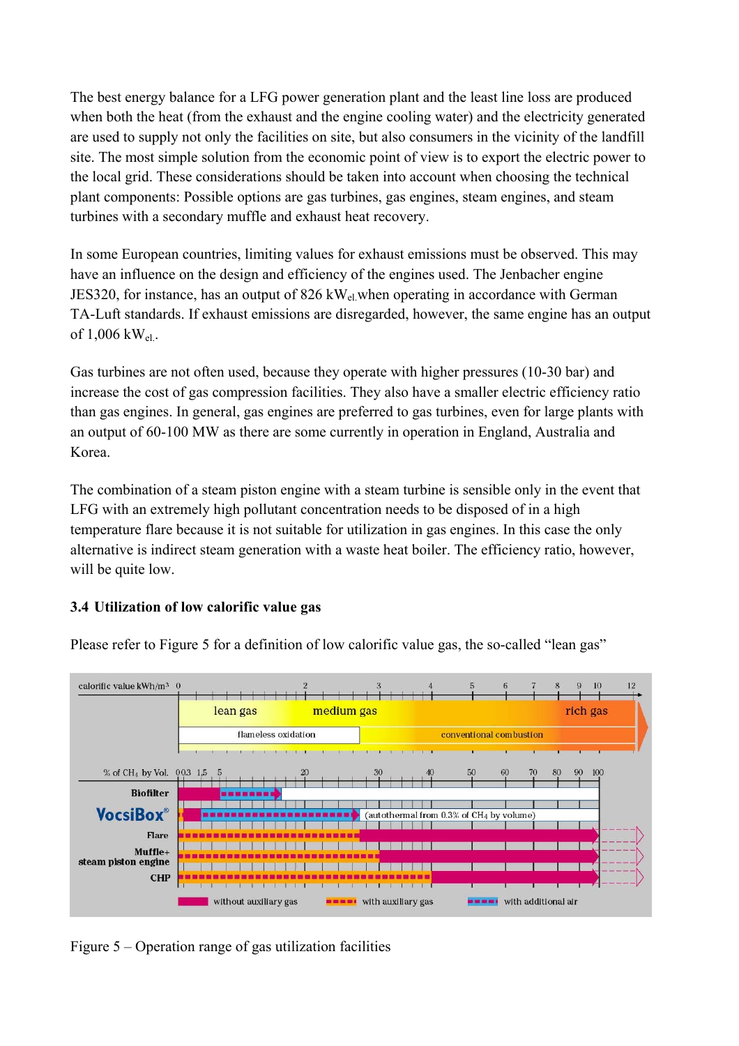The best energy balance for a LFG power generation plant and the least line loss are produced when both the heat (from the exhaust and the engine cooling water) and the electricity generated are used to supply not only the facilities on site, but also consumers in the vicinity of the landfill site. The most simple solution from the economic point of view is to export the electric power to the local grid. These considerations should be taken into account when choosing the technical plant components: Possible options are gas turbines, gas engines, steam engines, and steam turbines with a secondary muffle and exhaust heat recovery.

In some European countries, limiting values for exhaust emissions must be observed. This may have an influence on the design and efficiency of the engines used. The Jenbacher engine JES320, for instance, has an output of 826 $kW_{el.}$ when operating in accordance with German TA-Luft standards. If exhaust emissions are disregarded, however, the same engine has an output of 1,006 $kW_{el.}$.

Gas turbines are not often used, because they operate with higher pressures (10-30 bar) and increase the cost of gas compression facilities. They also have a smaller electric efficiency ratio than gas engines. In general, gas engines are preferred to gas turbines, even for large plants with an output of 60-100 MW as there are some currently in operation in England, Australia and Korea.

The combination of a steam piston engine with a steam turbine is sensible only in the event that LFG with an extremely high pollutant concentration needs to be disposed of in a high temperature flare because it is not suitable for utilization in gas engines. In this case the only alternative is indirect steam generation with a waste heat boiler. The efficiency ratio, however, will be quite low.

### 3.4 Utilization of low calorific value gas

Please refer to Figure 5 for a definition of low calorific value gas, the so-called "lean gas"

Figure 5 – Operation range of gas utilization facilities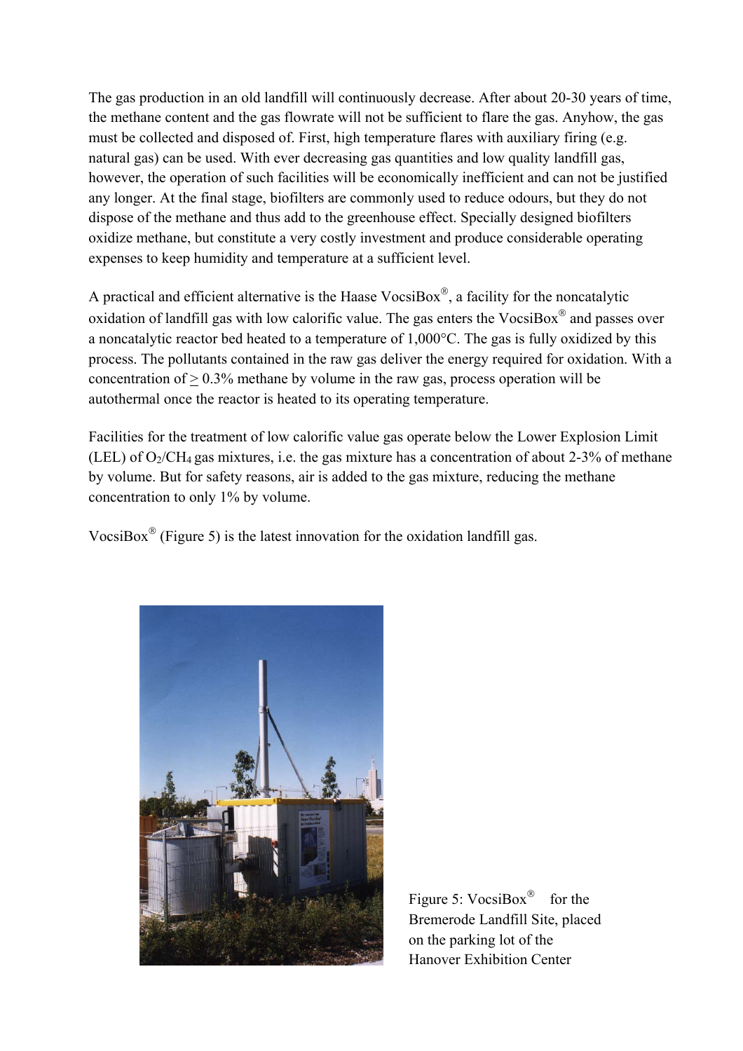The gas production in an old landfill will continuously decrease. After about 20-30 years of time, the methane content and the gas flowrate will not be sufficient to flare the gas. Anyhow, the gas must be collected and disposed of. First, high temperature flares with auxiliary firing (e.g. natural gas) can be used. With ever decreasing gas quantities and low quality landfill gas, however, the operation of such facilities will be economically inefficient and can not be justified any longer. At the final stage, biofilters are commonly used to reduce odours, but they do not dispose of the methane and thus add to the greenhouse effect. Specially designed biofilters oxidize methane, but constitute a very costly investment and produce considerable operating expenses to keep humidity and temperature at a sufficient level.

A practical and efficient alternative is the Haase VocsiBox®, a facility for the noncatalytic oxidation of landfill gas with low calorific value. The gas enters the VocsiBox® and passes over a noncatalytic reactor bed heated to a temperature of 1,000°C. The gas is fully oxidized by this process. The pollutants contained in the raw gas deliver the energy required for oxidation. With a concentration of $\geq$ 0.3% methane by volume in the raw gas, process operation will be autothermal once the reactor is heated to its operating temperature.

Facilities for the treatment of low calorific value gas operate below the Lower Explosion Limit (LEL) of $O_2/CH_4$ gas mixtures, i.e. the gas mixture has a concentration of about 2-3% of methane by volume. But for safety reasons, air is added to the gas mixture, reducing the methane concentration to only 1% by volume.

VocsiBox® (Figure 5) is the latest innovation for the oxidation landfill gas.

Figure 5: VocsiBox® for the Bremerode Landfill Site, placed on the parking lot of the Hanover Exhibition Center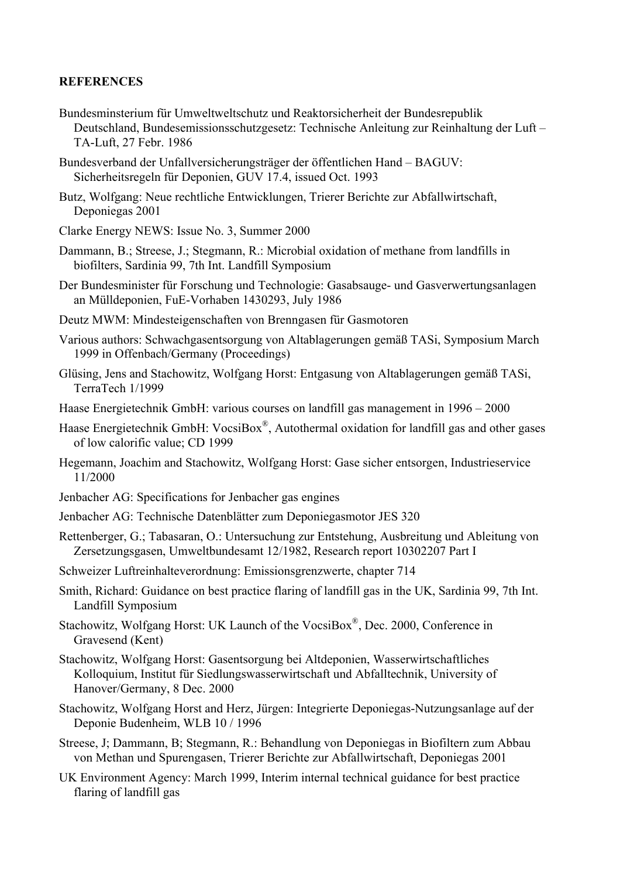**REFERENCES**

Bundesminsterium für Umweltweltschutz und Reaktorsicherheit der Bundesrepublik Deutschland, Bundesemissionsschutzgesetz: Technische Anleitung zur Reinhaltung der Luft – TA-Luft, 27 Febr. 1986

Bundesverband der Unfallversicherungsträger der öffentlichen Hand – BAGUV: Sicherheitsregeln für Deponien, GUV 17.4, issued Oct. 1993

Butz, Wolfgang: Neue rechtliche Entwicklungen, Trierer Berichte zur Abfallwirtschaft, Deponiegas 2001

Clarke Energy NEWS: Issue No. 3, Summer 2000

Dammann, B.; Streese, J.; Stegmann, R.: Microbial oxidation of methane from landfills in biofilters, Sardinia 99, 7th Int. Landfill Symposium

Der Bundesminister für Forschung und Technologie: Gasabsauge- und Gasverwertungsanlagen an Mülldeponien, FuE-Vorhaben 1430293, July 1986

Deutz MWM: Mindesteigenschaften von Brenngasen für Gasmotoren

Various authors: Schwachgasentsorgung von Altablagerungen gemäß TASi, Symposium March 1999 in Offenbach/Germany (Proceedings)

Glüsing, Jens and Stachowitz, Wolfgang Horst: Entgasung von Altablagerungen gemäß TASi, TerraTech 1/1999

Haase Energietechnik GmbH: various courses on landfill gas management in 1996 – 2000

Haase Energietechnik GmbH: VocsiBox®, Autothermal oxidation for landfill gas and other gases of low calorific value; CD 1999

Hegemann, Joachim and Stachowitz, Wolfgang Horst: Gase sicher entsorgen, Industrieservice 11/2000

Jenbacher AG: Specifications for Jenbacher gas engines

Jenbacher AG: Technische Datenblätter zum Deponiegasmotor JES 320

Rettenberger, G.; Tabasaran, O.: Untersuchung zur Entstehung, Ausbreitung und Ableitung von Zersetzungsgasen, Umweltbundesamt 12/1982, Research report 10302207 Part I

Schweizer Luftreinhalteverordnung: Emissionsgrenzwerte, chapter 714

Smith, Richard: Guidance on best practice flaring of landfill gas in the UK, Sardinia 99, 7th Int. Landfill Symposium

Stachowitz, Wolfgang Horst: UK Launch of the VocsiBox®, Dec. 2000, Conference in Gravesend (Kent)

Stachowitz, Wolfgang Horst: Gasentsorgung bei Altdeponien, Wasserwirtschaftliches Kolloquium, Institut für Siedlungswasserwirtschaft und Abfalltechnik, University of Hanover/Germany, 8 Dec. 2000

Stachowitz, Wolfgang Horst and Herz, Jürgen: Integrierte Deponiegas-Nutzungsanlage auf der Deponie Budenheim, WLB 10 / 1996

Streese, J; Dammann, B; Stegmann, R.: Behandlung von Deponiegas in Biofiltern zum Abbau von Methan und Spurengasen, Trierer Berichte zur Abfallwirtschaft, Deponiegas 2001

UK Environment Agency: March 1999, Interim internal technical guidance for best practice flaring of landfill gas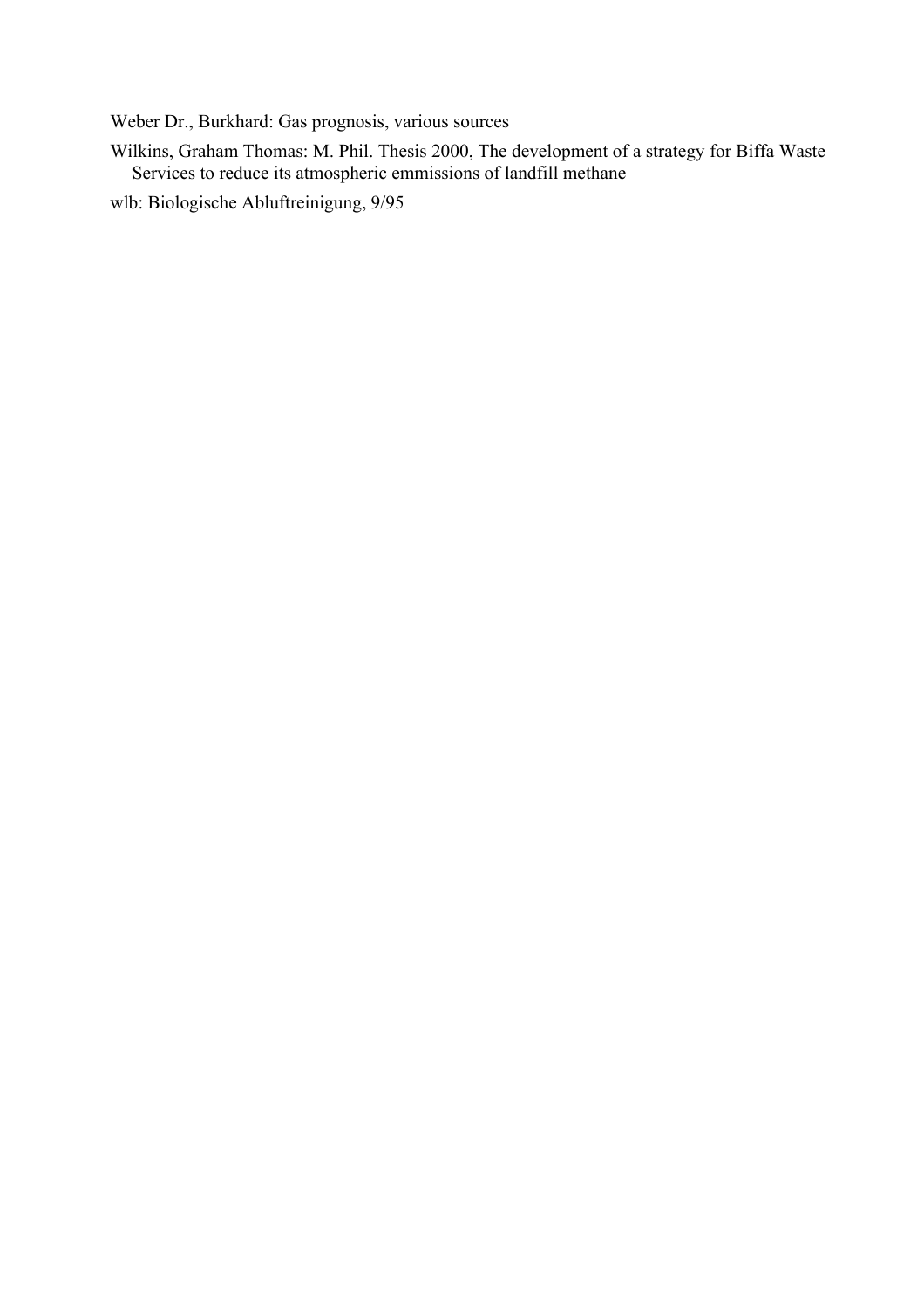Weber Dr., Burkhard: Gas prognosis, various sources

Wilkins, Graham Thomas: M. Phil. Thesis 2000, The development of a strategy for Biffa Waste Services to reduce its atmospheric emmissions of landfill methane

wlb: Biologische Abluftreinigung, 9/95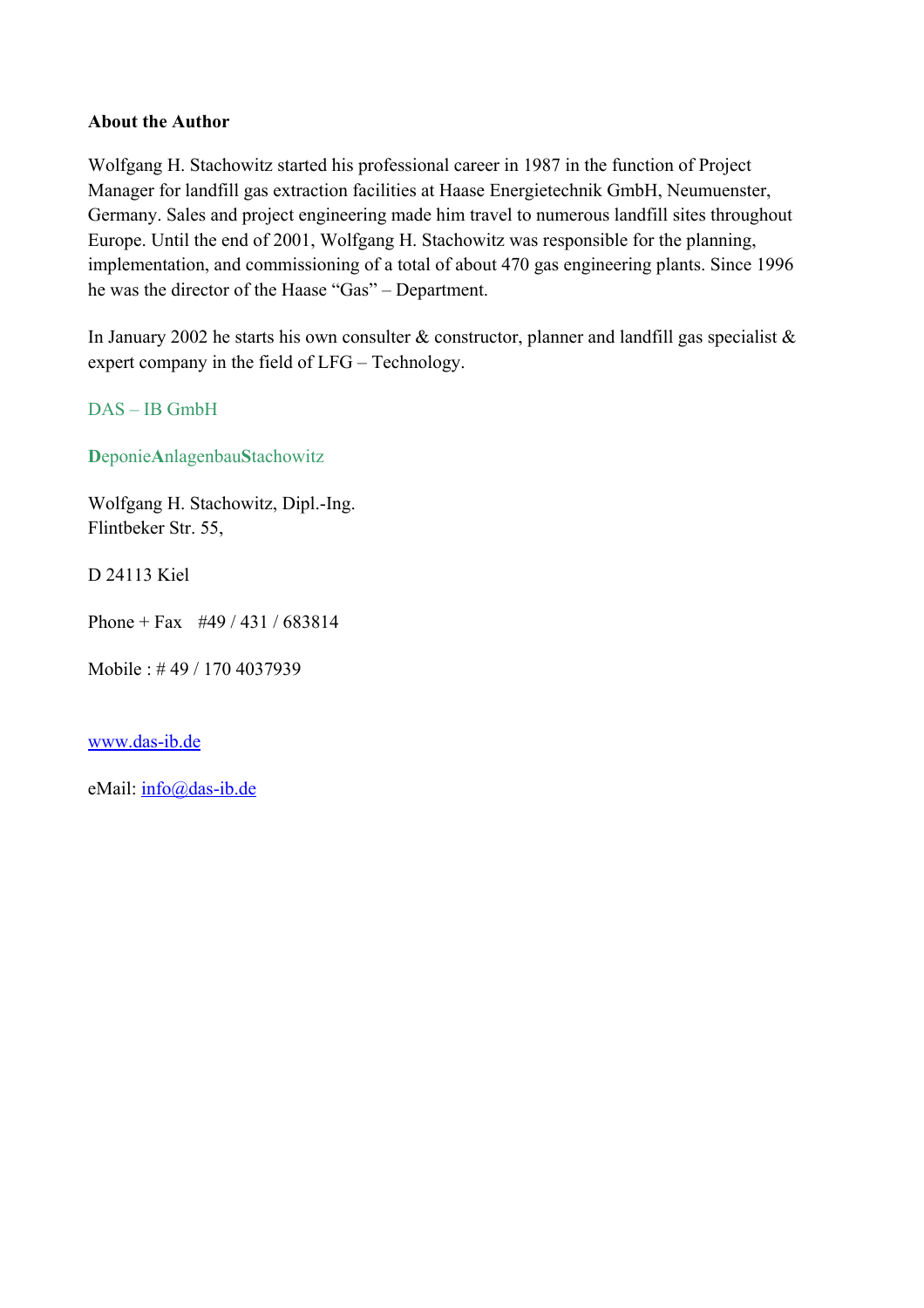**About the Author**

Wolfgang H. Stachowitz started his professional career in 1987 in the function of Project Manager for landfill gas extraction facilities at Haase Energietechnik GmbH, Neumuenster, Germany. Sales and project engineering made him travel to numerous landfill sites throughout Europe. Until the end of 2001, Wolfgang H. Stachowitz was responsible for the planning, implementation, and commissioning of a total of about 470 gas engineering plants. Since 1996 he was the director of the Haase "Gas" – Department.

In January 2002 he starts his own consulter & constructor, planner and landfill gas specialist & expert company in the field of LFG – Technology.

DAS – IB GmbH

**D**eponie**A**nlagenbau**S**tachowitz

Wolfgang H. Stachowitz, Dipl.-Ing.
Flintbeker Str. 55,

D 24113 Kiel

Phone + Fax #49 / 431 / 683814

Mobile : # 49 / 170 4037939

[www.das-ib.de](http://www.das-ib.de)

eMail: [info@das-ib.de](mailto:info@das-ib.de)